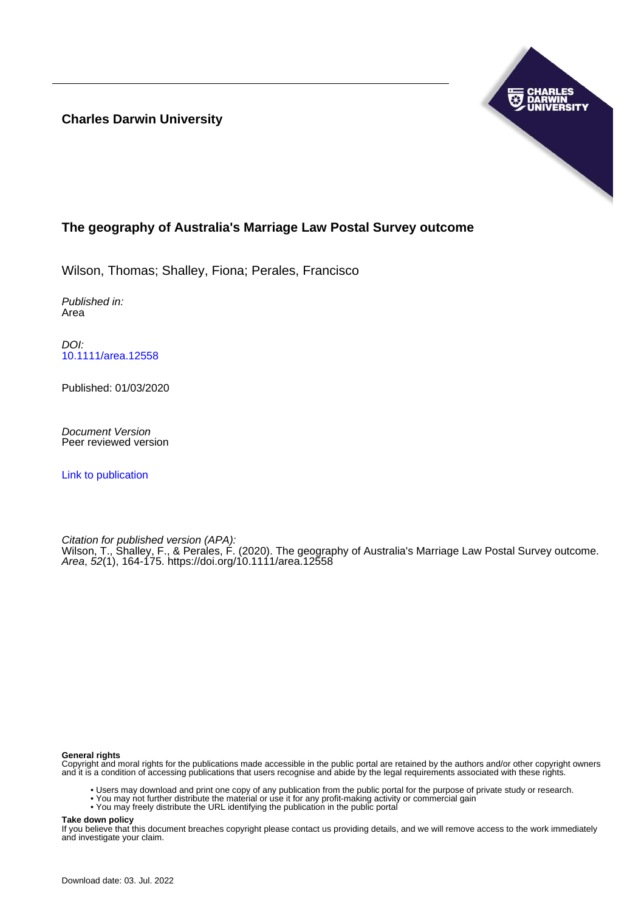**Charles Darwin University**

## The geography of Australia's Marriage Law Postal Survey outcome

Wilson, Thomas; Shalley, Fiona; Perales, Francisco

*Published in:*
Area

*DOI:*
10.1111/area.12558

Published: 01/03/2020

*Document Version*
Peer reviewed version

Link to publication

*Citation for published version (APA):*
Wilson, T., Shalley, F., & Perales, F. (2020). The geography of Australia's Marriage Law Postal Survey outcome. *Area*, *52*(1), 164-175. https://doi.org/10.1111/area.12558

**General rights**
Copyright and moral rights for the publications made accessible in the public portal are retained by the authors and/or other copyright owners and it is a condition of accessing publications that users recognise and abide by the legal requirements associated with these rights.

- Users may download and print one copy of any publication from the public portal for the purpose of private study or research.
- You may not further distribute the material or use it for any profit-making activity or commercial gain
- You may freely distribute the URL identifying the publication in the public portal

**Take down policy**
If you believe that this document breaches copyright please contact us providing details, and we will remove access to the work immediately and investigate your claim.

Download date: 03. Jul. 2022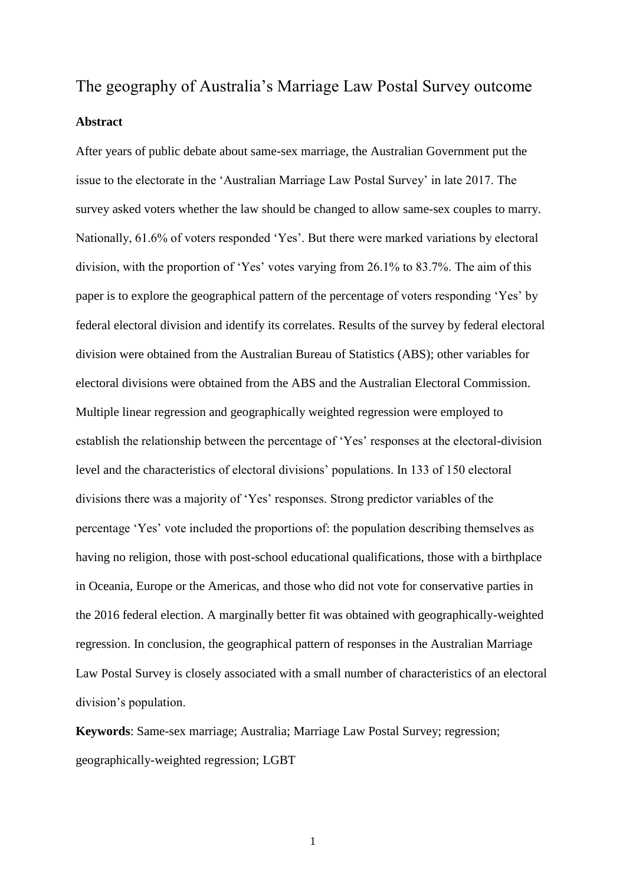# The geography of Australia's Marriage Law Postal Survey outcome

## Abstract

After years of public debate about same-sex marriage, the Australian Government put the issue to the electorate in the 'Australian Marriage Law Postal Survey' in late 2017. The survey asked voters whether the law should be changed to allow same-sex couples to marry. Nationally, 61.6% of voters responded 'Yes'. But there were marked variations by electoral division, with the proportion of 'Yes' votes varying from 26.1% to 83.7%. The aim of this paper is to explore the geographical pattern of the percentage of voters responding 'Yes' by federal electoral division and identify its correlates. Results of the survey by federal electoral division were obtained from the Australian Bureau of Statistics (ABS); other variables for electoral divisions were obtained from the ABS and the Australian Electoral Commission. Multiple linear regression and geographically weighted regression were employed to establish the relationship between the percentage of 'Yes' responses at the electoral-division level and the characteristics of electoral divisions' populations. In 133 of 150 electoral divisions there was a majority of 'Yes' responses. Strong predictor variables of the percentage 'Yes' vote included the proportions of: the population describing themselves as having no religion, those with post-school educational qualifications, those with a birthplace in Oceania, Europe or the Americas, and those who did not vote for conservative parties in the 2016 federal election. A marginally better fit was obtained with geographically-weighted regression. In conclusion, the geographical pattern of responses in the Australian Marriage Law Postal Survey is closely associated with a small number of characteristics of an electoral division's population.

**Keywords**: Same-sex marriage; Australia; Marriage Law Postal Survey; regression; geographically-weighted regression; LGBT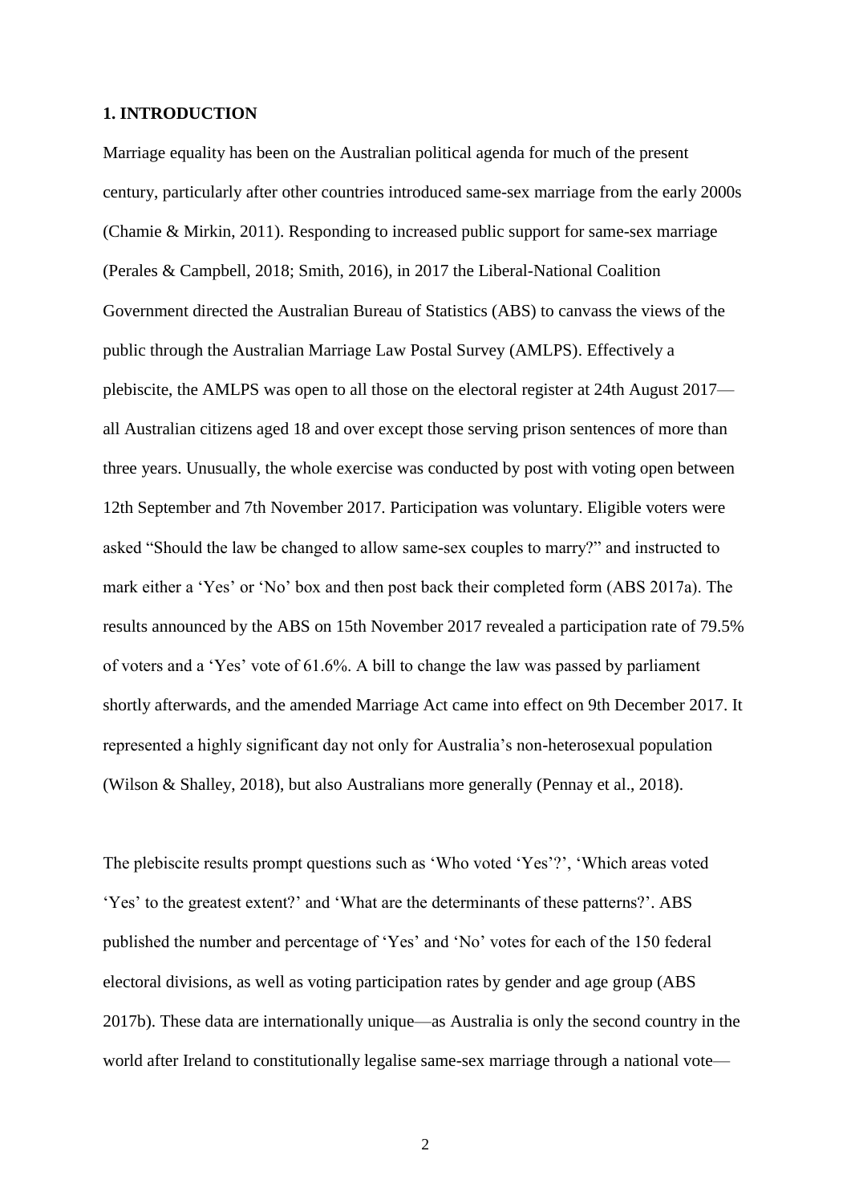## 1. INTRODUCTION

Marriage equality has been on the Australian political agenda for much of the present century, particularly after other countries introduced same-sex marriage from the early 2000s (Chamie & Mirkin, 2011). Responding to increased public support for same-sex marriage (Perales & Campbell, 2018; Smith, 2016), in 2017 the Liberal-National Coalition Government directed the Australian Bureau of Statistics (ABS) to canvass the views of the public through the Australian Marriage Law Postal Survey (AMLPS). Effectively a plebiscite, the AMLPS was open to all those on the electoral register at 24th August 2017—all Australian citizens aged 18 and over except those serving prison sentences of more than three years. Unusually, the whole exercise was conducted by post with voting open between 12th September and 7th November 2017. Participation was voluntary. Eligible voters were asked "Should the law be changed to allow same-sex couples to marry?" and instructed to mark either a 'Yes' or 'No' box and then post back their completed form (ABS 2017a). The results announced by the ABS on 15th November 2017 revealed a participation rate of 79.5% of voters and a 'Yes' vote of 61.6%. A bill to change the law was passed by parliament shortly afterwards, and the amended Marriage Act came into effect on 9th December 2017. It represented a highly significant day not only for Australia's non-heterosexual population (Wilson & Shalley, 2018), but also Australians more generally (Pennay et al., 2018).

The plebiscite results prompt questions such as 'Who voted 'Yes'?', 'Which areas voted 'Yes' to the greatest extent?' and 'What are the determinants of these patterns?'. ABS published the number and percentage of 'Yes' and 'No' votes for each of the 150 federal electoral divisions, as well as voting participation rates by gender and age group (ABS 2017b). These data are internationally unique—as Australia is only the second country in the world after Ireland to constitutionally legalise same-sex marriage through a national vote—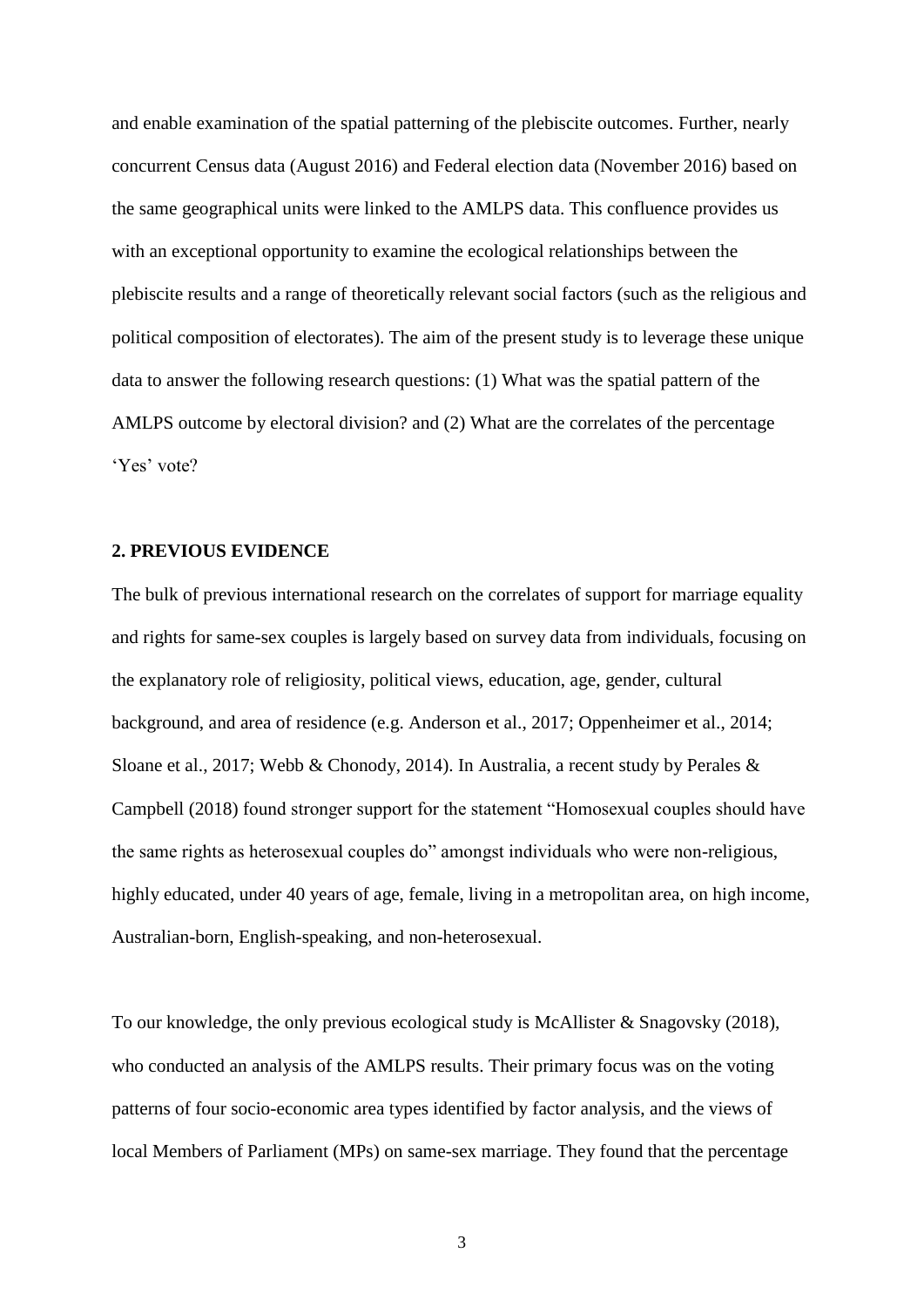and enable examination of the spatial patterning of the plebiscite outcomes. Further, nearly concurrent Census data (August 2016) and Federal election data (November 2016) based on the same geographical units were linked to the AMLPS data. This confluence provides us with an exceptional opportunity to examine the ecological relationships between the plebiscite results and a range of theoretically relevant social factors (such as the religious and political composition of electorates). The aim of the present study is to leverage these unique data to answer the following research questions: (1) What was the spatial pattern of the AMLPS outcome by electoral division? and (2) What are the correlates of the percentage 'Yes' vote?

## 2. PREVIOUS EVIDENCE

The bulk of previous international research on the correlates of support for marriage equality and rights for same-sex couples is largely based on survey data from individuals, focusing on the explanatory role of religiosity, political views, education, age, gender, cultural background, and area of residence (e.g. Anderson et al., 2017; Oppenheimer et al., 2014; Sloane et al., 2017; Webb & Chonody, 2014). In Australia, a recent study by Perales & Campbell (2018) found stronger support for the statement "Homosexual couples should have the same rights as heterosexual couples do" amongst individuals who were non-religious, highly educated, under 40 years of age, female, living in a metropolitan area, on high income, Australian-born, English-speaking, and non-heterosexual.

To our knowledge, the only previous ecological study is McAllister & Snagovsky (2018), who conducted an analysis of the AMLPS results. Their primary focus was on the voting patterns of four socio-economic area types identified by factor analysis, and the views of local Members of Parliament (MPs) on same-sex marriage. They found that the percentage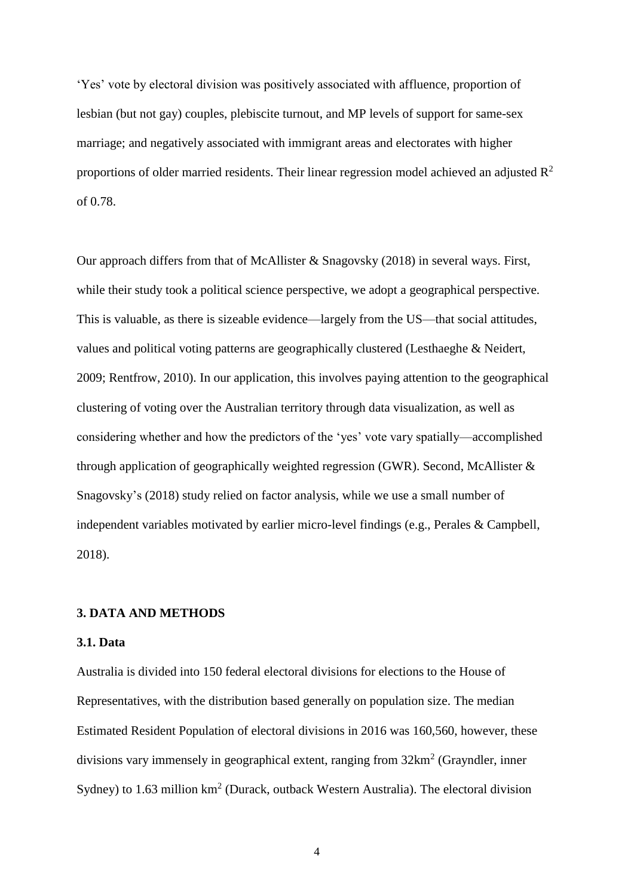'Yes' vote by electoral division was positively associated with affluence, proportion of lesbian (but not gay) couples, plebiscite turnout, and MP levels of support for same-sex marriage; and negatively associated with immigrant areas and electorates with higher proportions of older married residents. Their linear regression model achieved an adjusted $R^2$ of 0.78.

Our approach differs from that of McAllister & Snagovsky (2018) in several ways. First, while their study took a political science perspective, we adopt a geographical perspective. This is valuable, as there is sizeable evidence—largely from the US—that social attitudes, values and political voting patterns are geographically clustered (Lesthaeghe & Neidert, 2009; Rentfrow, 2010). In our application, this involves paying attention to the geographical clustering of voting over the Australian territory through data visualization, as well as considering whether and how the predictors of the 'yes' vote vary spatially—accomplished through application of geographically weighted regression (GWR). Second, McAllister & Snagovsky's (2018) study relied on factor analysis, while we use a small number of independent variables motivated by earlier micro-level findings (e.g., Perales & Campbell, 2018).

## 3. DATA AND METHODS

### 3.1. Data

Australia is divided into 150 federal electoral divisions for elections to the House of Representatives, with the distribution based generally on population size. The median Estimated Resident Population of electoral divisions in 2016 was 160,560, however, these divisions vary immensely in geographical extent, ranging from 32km$^2$ (Grayndler, inner Sydney) to 1.63 million km$^2$ (Durack, outback Western Australia). The electoral division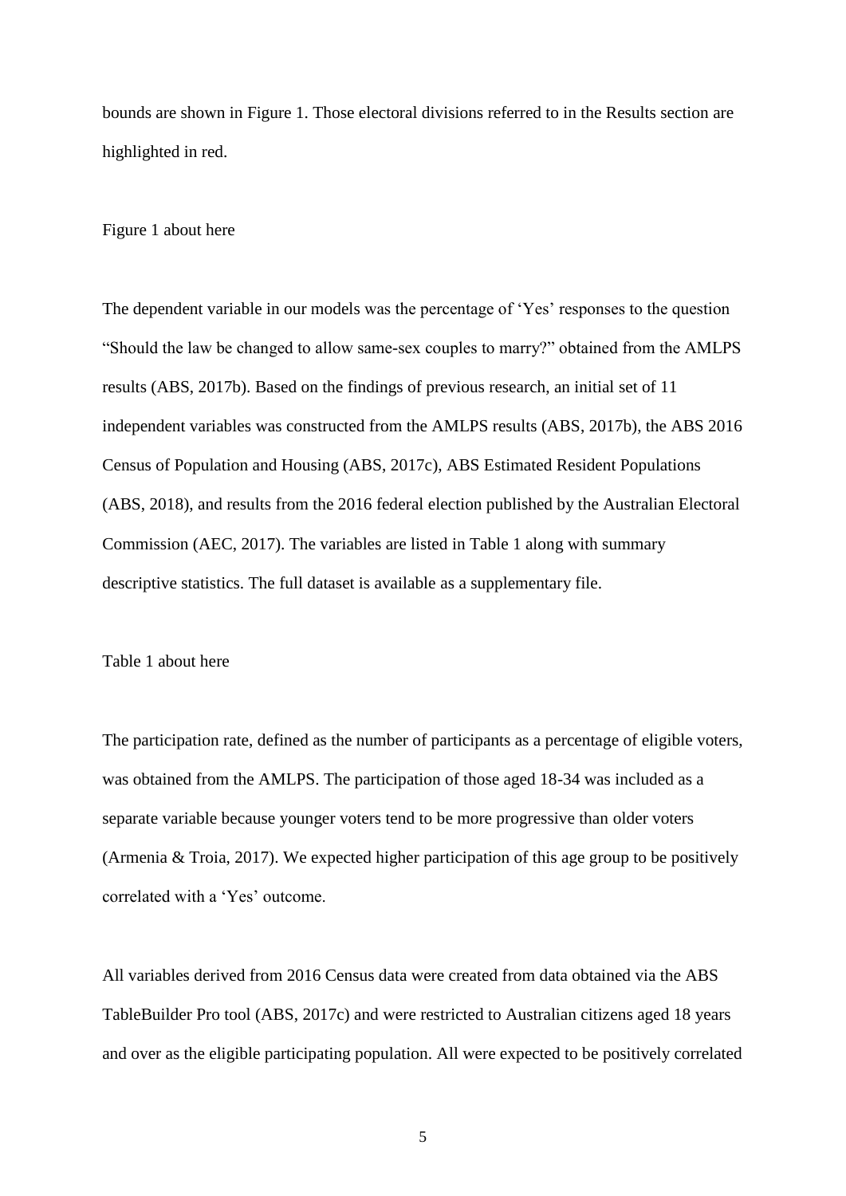bounds are shown in Figure 1. Those electoral divisions referred to in the Results section are highlighted in red.

Figure 1 about here

The dependent variable in our models was the percentage of 'Yes' responses to the question "Should the law be changed to allow same-sex couples to marry?" obtained from the AMLPS results (ABS, 2017b). Based on the findings of previous research, an initial set of 11 independent variables was constructed from the AMLPS results (ABS, 2017b), the ABS 2016 Census of Population and Housing (ABS, 2017c), ABS Estimated Resident Populations (ABS, 2018), and results from the 2016 federal election published by the Australian Electoral Commission (AEC, 2017). The variables are listed in Table 1 along with summary descriptive statistics. The full dataset is available as a supplementary file.

Table 1 about here

The participation rate, defined as the number of participants as a percentage of eligible voters, was obtained from the AMLPS. The participation of those aged 18-34 was included as a separate variable because younger voters tend to be more progressive than older voters (Armenia & Troia, 2017). We expected higher participation of this age group to be positively correlated with a 'Yes' outcome.

All variables derived from 2016 Census data were created from data obtained via the ABS TableBuilder Pro tool (ABS, 2017c) and were restricted to Australian citizens aged 18 years and over as the eligible participating population. All were expected to be positively correlated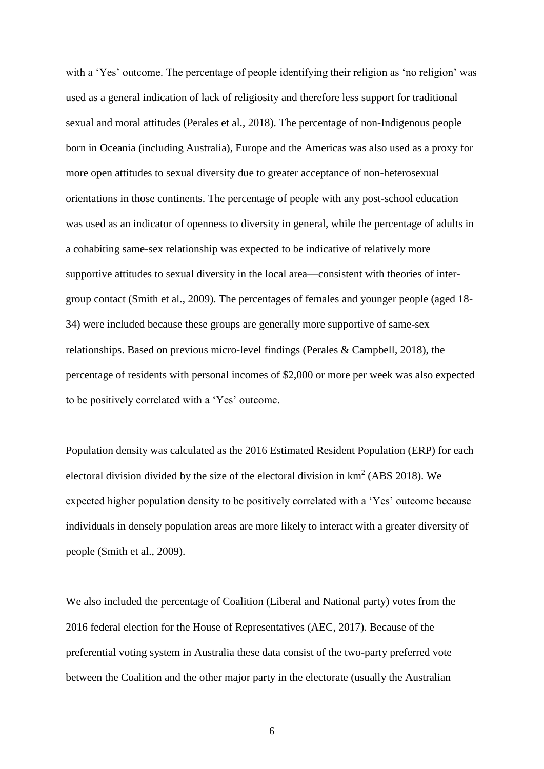with a 'Yes' outcome. The percentage of people identifying their religion as 'no religion' was used as a general indication of lack of religiosity and therefore less support for traditional sexual and moral attitudes (Perales et al., 2018). The percentage of non-Indigenous people born in Oceania (including Australia), Europe and the Americas was also used as a proxy for more open attitudes to sexual diversity due to greater acceptance of non-heterosexual orientations in those continents. The percentage of people with any post-school education was used as an indicator of openness to diversity in general, while the percentage of adults in a cohabiting same-sex relationship was expected to be indicative of relatively more supportive attitudes to sexual diversity in the local area—consistent with theories of inter-group contact (Smith et al., 2009). The percentages of females and younger people (aged 18-34) were included because these groups are generally more supportive of same-sex relationships. Based on previous micro-level findings (Perales & Campbell, 2018), the percentage of residents with personal incomes of $2,000 or more per week was also expected to be positively correlated with a 'Yes' outcome.

Population density was calculated as the 2016 Estimated Resident Population (ERP) for each electoral division divided by the size of the electoral division in $km^2$ (ABS 2018). We expected higher population density to be positively correlated with a 'Yes' outcome because individuals in densely population areas are more likely to interact with a greater diversity of people (Smith et al., 2009).

We also included the percentage of Coalition (Liberal and National party) votes from the 2016 federal election for the House of Representatives (AEC, 2017). Because of the preferential voting system in Australia these data consist of the two-party preferred vote between the Coalition and the other major party in the electorate (usually the Australian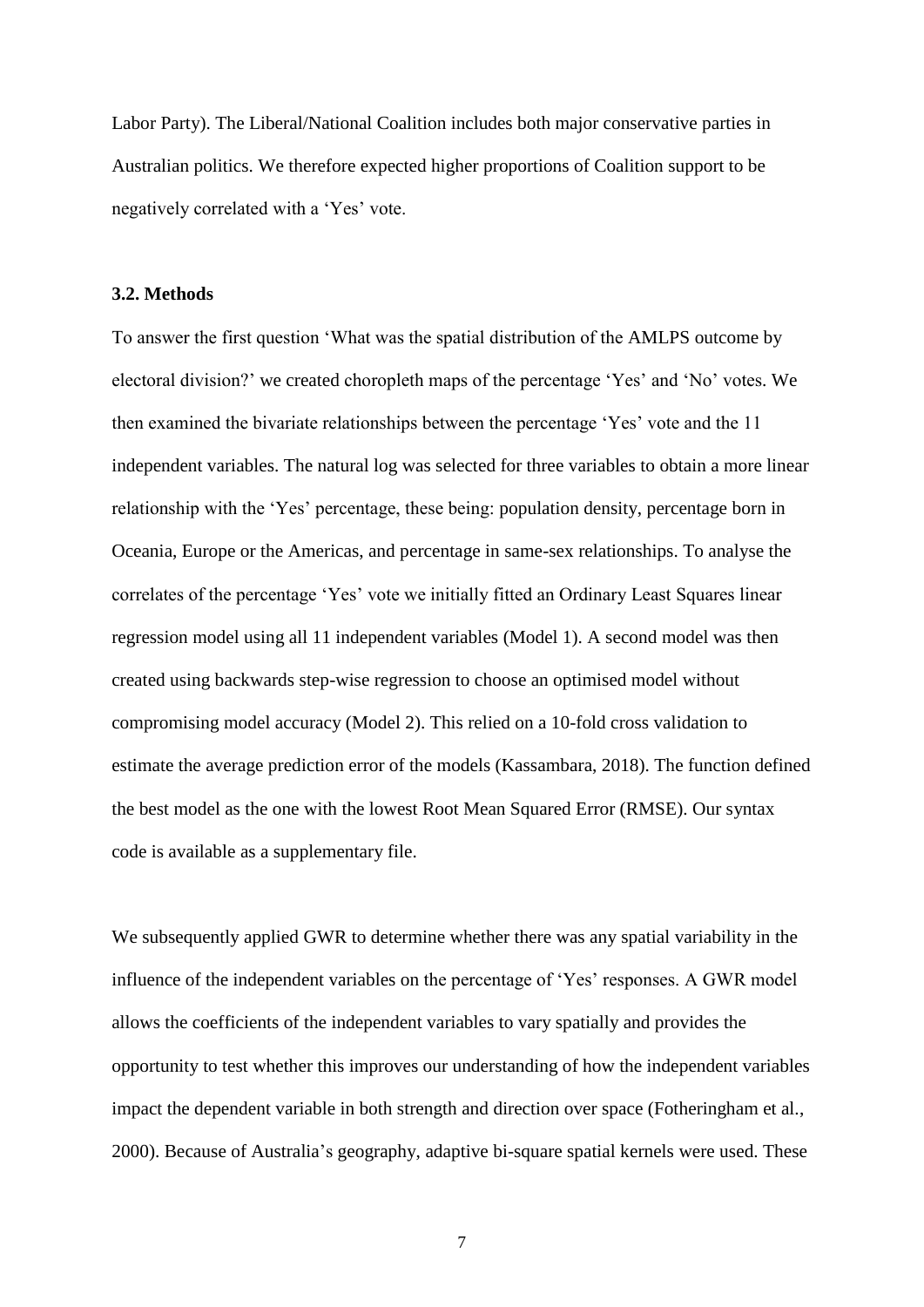Labor Party). The Liberal/National Coalition includes both major conservative parties in Australian politics. We therefore expected higher proportions of Coalition support to be negatively correlated with a 'Yes' vote.

### 3.2. Methods

To answer the first question 'What was the spatial distribution of the AMLPS outcome by electoral division?' we created choropleth maps of the percentage 'Yes' and 'No' votes. We then examined the bivariate relationships between the percentage 'Yes' vote and the 11 independent variables. The natural log was selected for three variables to obtain a more linear relationship with the 'Yes' percentage, these being: population density, percentage born in Oceania, Europe or the Americas, and percentage in same-sex relationships. To analyse the correlates of the percentage 'Yes' vote we initially fitted an Ordinary Least Squares linear regression model using all 11 independent variables (Model 1). A second model was then created using backwards step-wise regression to choose an optimised model without compromising model accuracy (Model 2). This relied on a 10-fold cross validation to estimate the average prediction error of the models (Kassambara, 2018). The function defined the best model as the one with the lowest Root Mean Squared Error (RMSE). Our syntax code is available as a supplementary file.

We subsequently applied GWR to determine whether there was any spatial variability in the influence of the independent variables on the percentage of 'Yes' responses. A GWR model allows the coefficients of the independent variables to vary spatially and provides the opportunity to test whether this improves our understanding of how the independent variables impact the dependent variable in both strength and direction over space (Fotheringham et al., 2000). Because of Australia's geography, adaptive bi-square spatial kernels were used. These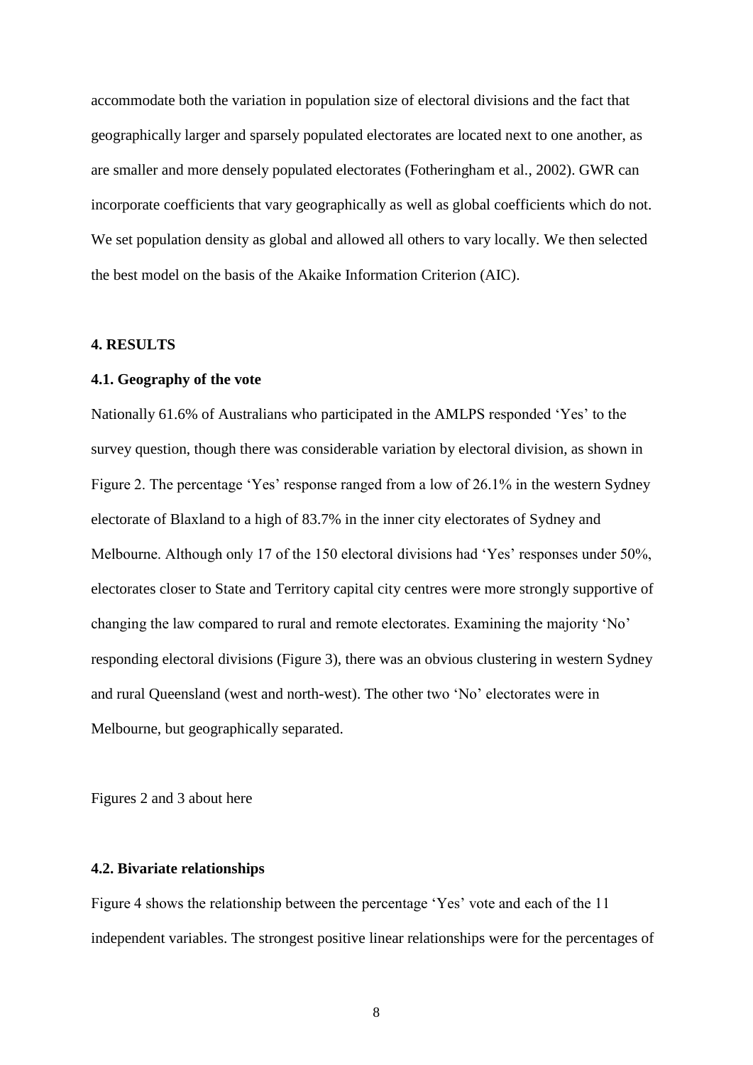accommodate both the variation in population size of electoral divisions and the fact that geographically larger and sparsely populated electorates are located next to one another, as are smaller and more densely populated electorates (Fotheringham et al., 2002). GWR can incorporate coefficients that vary geographically as well as global coefficients which do not. We set population density as global and allowed all others to vary locally. We then selected the best model on the basis of the Akaike Information Criterion (AIC).

## 4. RESULTS

### 4.1. Geography of the vote

Nationally 61.6% of Australians who participated in the AMLPS responded 'Yes' to the survey question, though there was considerable variation by electoral division, as shown in Figure 2. The percentage 'Yes' response ranged from a low of 26.1% in the western Sydney electorate of Blaxland to a high of 83.7% in the inner city electorates of Sydney and Melbourne. Although only 17 of the 150 electoral divisions had 'Yes' responses under 50%, electorates closer to State and Territory capital city centres were more strongly supportive of changing the law compared to rural and remote electorates. Examining the majority 'No' responding electoral divisions (Figure 3), there was an obvious clustering in western Sydney and rural Queensland (west and north-west). The other two 'No' electorates were in Melbourne, but geographically separated.

Figures 2 and 3 about here

### 4.2. Bivariate relationships

Figure 4 shows the relationship between the percentage 'Yes' vote and each of the 11 independent variables. The strongest positive linear relationships were for the percentages of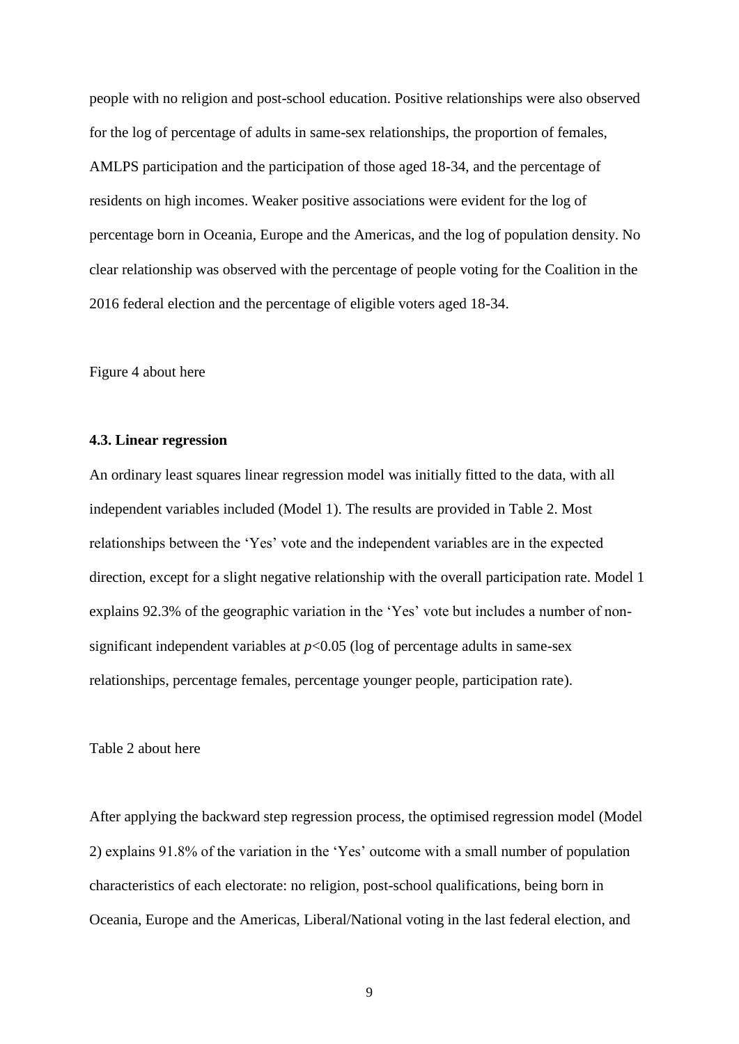people with no religion and post-school education. Positive relationships were also observed for the log of percentage of adults in same-sex relationships, the proportion of females, AMLPS participation and the participation of those aged 18-34, and the percentage of residents on high incomes. Weaker positive associations were evident for the log of percentage born in Oceania, Europe and the Americas, and the log of population density. No clear relationship was observed with the percentage of people voting for the Coalition in the 2016 federal election and the percentage of eligible voters aged 18-34.

Figure 4 about here

### 4.3. Linear regression

An ordinary least squares linear regression model was initially fitted to the data, with all independent variables included (Model 1). The results are provided in Table 2. Most relationships between the 'Yes' vote and the independent variables are in the expected direction, except for a slight negative relationship with the overall participation rate. Model 1 explains 92.3% of the geographic variation in the 'Yes' vote but includes a number of non-significant independent variables at $p<0.05$ (log of percentage adults in same-sex relationships, percentage females, percentage younger people, participation rate).

Table 2 about here

After applying the backward step regression process, the optimised regression model (Model 2) explains 91.8% of the variation in the 'Yes' outcome with a small number of population characteristics of each electorate: no religion, post-school qualifications, being born in Oceania, Europe and the Americas, Liberal/National voting in the last federal election, and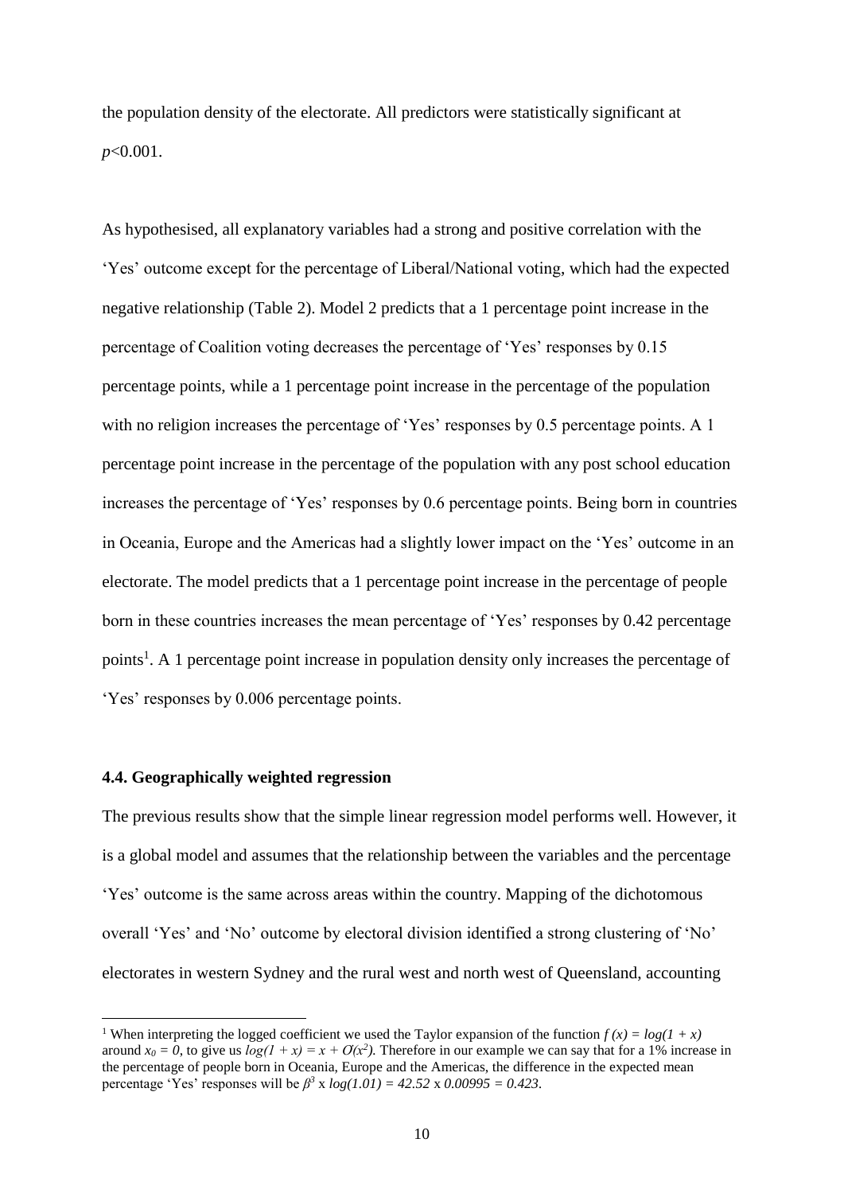the population density of the electorate. All predictors were statistically significant at $p<0.001$.

As hypothesised, all explanatory variables had a strong and positive correlation with the 'Yes' outcome except for the percentage of Liberal/National voting, which had the expected negative relationship (Table 2). Model 2 predicts that a 1 percentage point increase in the percentage of Coalition voting decreases the percentage of 'Yes' responses by 0.15 percentage points, while a 1 percentage point increase in the percentage of the population with no religion increases the percentage of 'Yes' responses by 0.5 percentage points. A 1 percentage point increase in the percentage of the population with any post school education increases the percentage of 'Yes' responses by 0.6 percentage points. Being born in countries in Oceania, Europe and the Americas had a slightly lower impact on the 'Yes' outcome in an electorate. The model predicts that a 1 percentage point increase in the percentage of people born in these countries increases the mean percentage of 'Yes' responses by 0.42 percentage points[1]. A 1 percentage point increase in population density only increases the percentage of 'Yes' responses by 0.006 percentage points.

### 4.4. Geographically weighted regression

The previous results show that the simple linear regression model performs well. However, it is a global model and assumes that the relationship between the variables and the percentage 'Yes' outcome is the same across areas within the country. Mapping of the dichotomous overall 'Yes' and 'No' outcome by electoral division identified a strong clustering of 'No' electorates in western Sydney and the rural west and north west of Queensland, accounting

---

[1] When interpreting the logged coefficient we used the Taylor expansion of the function $f(x) = log(1 + x)$ around $x_0 = 0$, to give us $log(1 + x) = x + O(x^2)$. Therefore in our example we can say that for a 1% increase in the percentage of people born in Oceania, Europe and the Americas, the difference in the expected mean percentage 'Yes' responses will be $\beta^3 \times log(1.01) = 42.52 \times 0.00995 = 0.423$.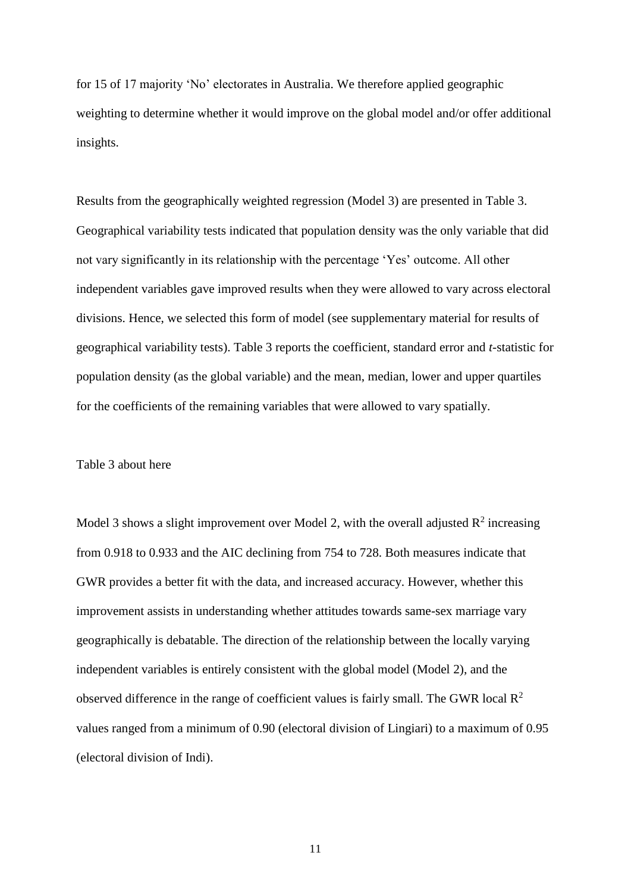for 15 of 17 majority 'No' electorates in Australia. We therefore applied geographic weighting to determine whether it would improve on the global model and/or offer additional insights.

Results from the geographically weighted regression (Model 3) are presented in Table 3. Geographical variability tests indicated that population density was the only variable that did not vary significantly in its relationship with the percentage 'Yes' outcome. All other independent variables gave improved results when they were allowed to vary across electoral divisions. Hence, we selected this form of model (see supplementary material for results of geographical variability tests). Table 3 reports the coefficient, standard error and *t*-statistic for population density (as the global variable) and the mean, median, lower and upper quartiles for the coefficients of the remaining variables that were allowed to vary spatially.

Table 3 about here

Model 3 shows a slight improvement over Model 2, with the overall adjusted $R^2$ increasing from 0.918 to 0.933 and the AIC declining from 754 to 728. Both measures indicate that GWR provides a better fit with the data, and increased accuracy. However, whether this improvement assists in understanding whether attitudes towards same-sex marriage vary geographically is debatable. The direction of the relationship between the locally varying independent variables is entirely consistent with the global model (Model 2), and the observed difference in the range of coefficient values is fairly small. The GWR local $R^2$ values ranged from a minimum of 0.90 (electoral division of Lingiari) to a maximum of 0.95 (electoral division of Indi).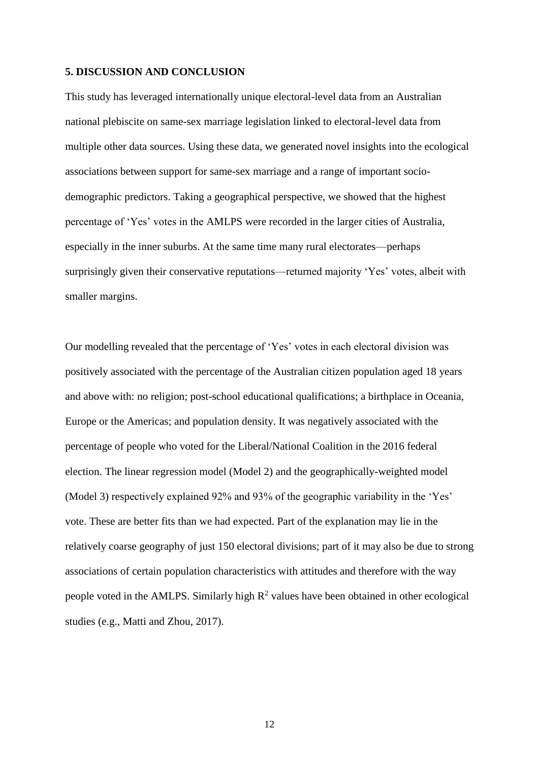## 5. DISCUSSION AND CONCLUSION

This study has leveraged internationally unique electoral-level data from an Australian national plebiscite on same-sex marriage legislation linked to electoral-level data from multiple other data sources. Using these data, we generated novel insights into the ecological associations between support for same-sex marriage and a range of important socio-demographic predictors. Taking a geographical perspective, we showed that the highest percentage of 'Yes' votes in the AMLPS were recorded in the larger cities of Australia, especially in the inner suburbs. At the same time many rural electorates—perhaps surprisingly given their conservative reputations—returned majority 'Yes' votes, albeit with smaller margins.

Our modelling revealed that the percentage of 'Yes' votes in each electoral division was positively associated with the percentage of the Australian citizen population aged 18 years and above with: no religion; post-school educational qualifications; a birthplace in Oceania, Europe or the Americas; and population density. It was negatively associated with the percentage of people who voted for the Liberal/National Coalition in the 2016 federal election. The linear regression model (Model 2) and the geographically-weighted model (Model 3) respectively explained 92% and 93% of the geographic variability in the 'Yes' vote. These are better fits than we had expected. Part of the explanation may lie in the relatively coarse geography of just 150 electoral divisions; part of it may also be due to strong associations of certain population characteristics with attitudes and therefore with the way people voted in the AMLPS. Similarly high $R^2$ values have been obtained in other ecological studies (e.g., Matti and Zhou, 2017).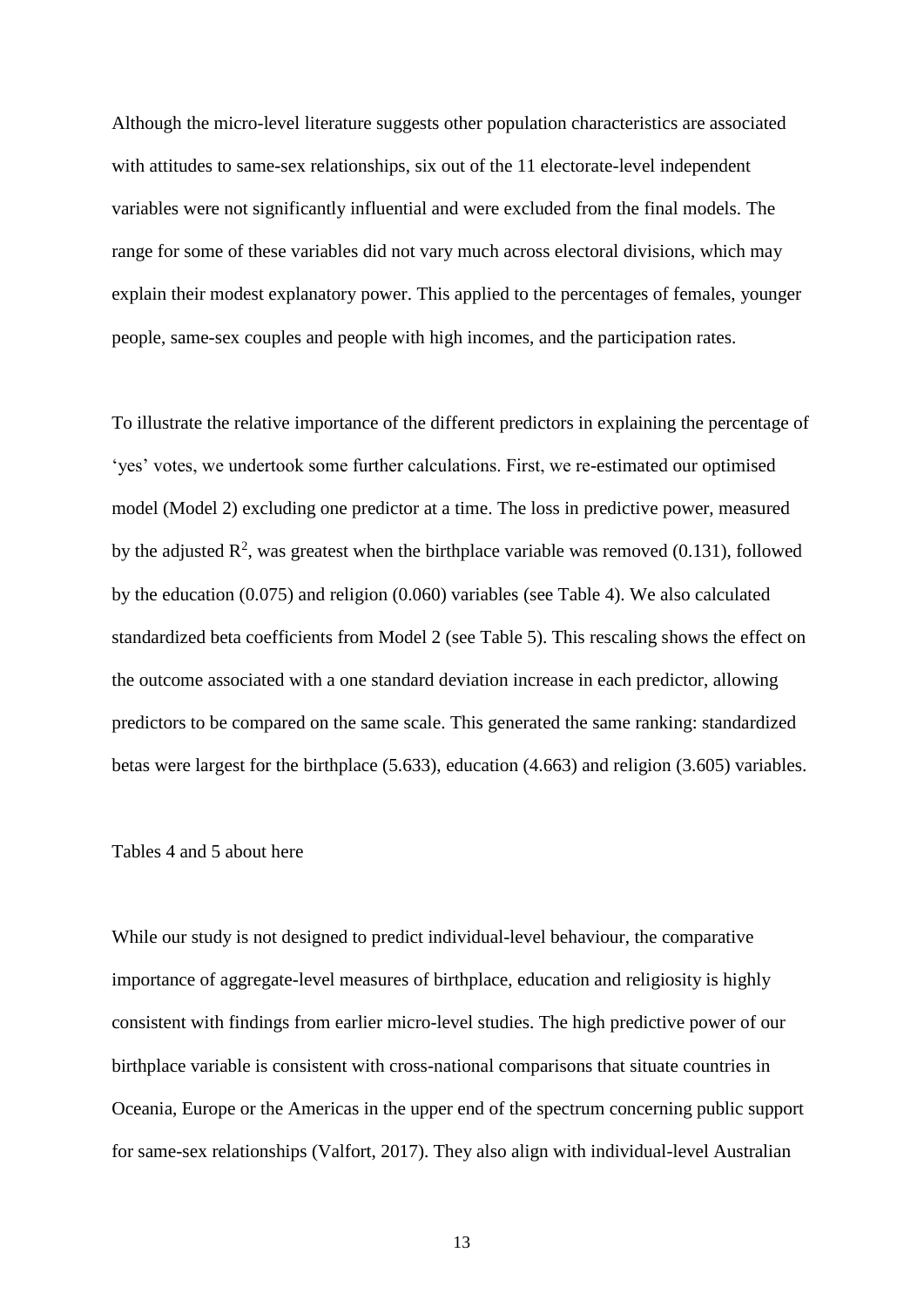Although the micro-level literature suggests other population characteristics are associated with attitudes to same-sex relationships, six out of the 11 electorate-level independent variables were not significantly influential and were excluded from the final models. The range for some of these variables did not vary much across electoral divisions, which may explain their modest explanatory power. This applied to the percentages of females, younger people, same-sex couples and people with high incomes, and the participation rates.

To illustrate the relative importance of the different predictors in explaining the percentage of 'yes' votes, we undertook some further calculations. First, we re-estimated our optimised model (Model 2) excluding one predictor at a time. The loss in predictive power, measured by the adjusted $R^2$, was greatest when the birthplace variable was removed (0.131), followed by the education (0.075) and religion (0.060) variables (see Table 4). We also calculated standardized beta coefficients from Model 2 (see Table 5). This rescaling shows the effect on the outcome associated with a one standard deviation increase in each predictor, allowing predictors to be compared on the same scale. This generated the same ranking: standardized betas were largest for the birthplace (5.633), education (4.663) and religion (3.605) variables.

Tables 4 and 5 about here

While our study is not designed to predict individual-level behaviour, the comparative importance of aggregate-level measures of birthplace, education and religiosity is highly consistent with findings from earlier micro-level studies. The high predictive power of our birthplace variable is consistent with cross-national comparisons that situate countries in Oceania, Europe or the Americas in the upper end of the spectrum concerning public support for same-sex relationships (Valfort, 2017). They also align with individual-level Australian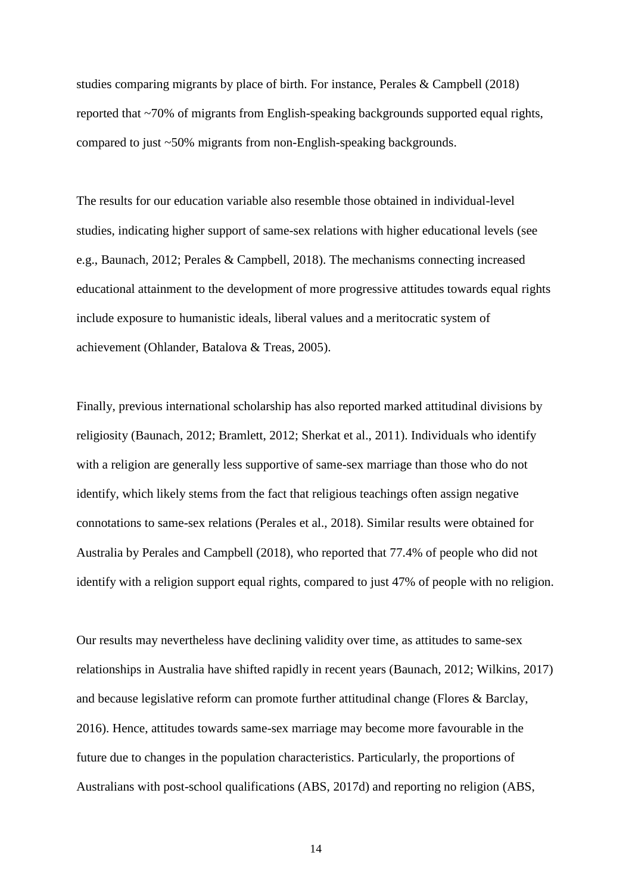studies comparing migrants by place of birth. For instance, Perales & Campbell (2018) reported that ~70% of migrants from English-speaking backgrounds supported equal rights, compared to just ~50% migrants from non-English-speaking backgrounds.

The results for our education variable also resemble those obtained in individual-level studies, indicating higher support of same-sex relations with higher educational levels (see e.g., Baunach, 2012; Perales & Campbell, 2018). The mechanisms connecting increased educational attainment to the development of more progressive attitudes towards equal rights include exposure to humanistic ideals, liberal values and a meritocratic system of achievement (Ohlander, Batalova & Treas, 2005).

Finally, previous international scholarship has also reported marked attitudinal divisions by religiosity (Baunach, 2012; Bramlett, 2012; Sherkat et al., 2011). Individuals who identify with a religion are generally less supportive of same-sex marriage than those who do not identify, which likely stems from the fact that religious teachings often assign negative connotations to same-sex relations (Perales et al., 2018). Similar results were obtained for Australia by Perales and Campbell (2018), who reported that 77.4% of people who did not identify with a religion support equal rights, compared to just 47% of people with no religion.

Our results may nevertheless have declining validity over time, as attitudes to same-sex relationships in Australia have shifted rapidly in recent years (Baunach, 2012; Wilkins, 2017) and because legislative reform can promote further attitudinal change (Flores & Barclay, 2016). Hence, attitudes towards same-sex marriage may become more favourable in the future due to changes in the population characteristics. Particularly, the proportions of Australians with post-school qualifications (ABS, 2017d) and reporting no religion (ABS,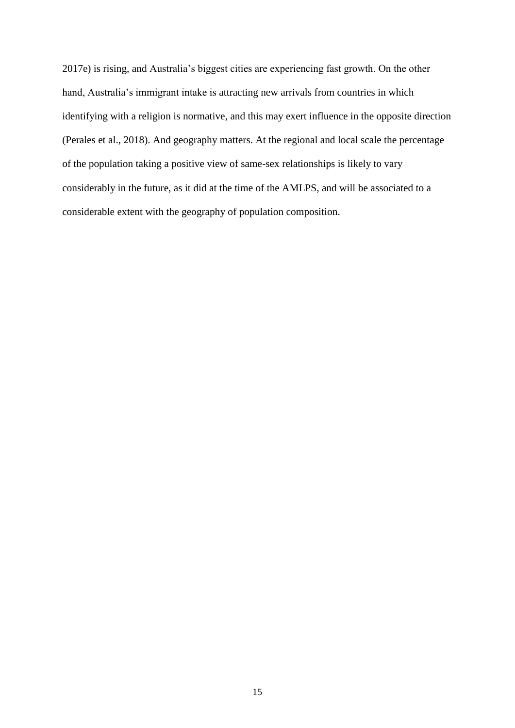2017e) is rising, and Australia's biggest cities are experiencing fast growth. On the other hand, Australia's immigrant intake is attracting new arrivals from countries in which identifying with a religion is normative, and this may exert influence in the opposite direction (Perales et al., 2018). And geography matters. At the regional and local scale the percentage of the population taking a positive view of same-sex relationships is likely to vary considerably in the future, as it did at the time of the AMLPS, and will be associated to a considerable extent with the geography of population composition.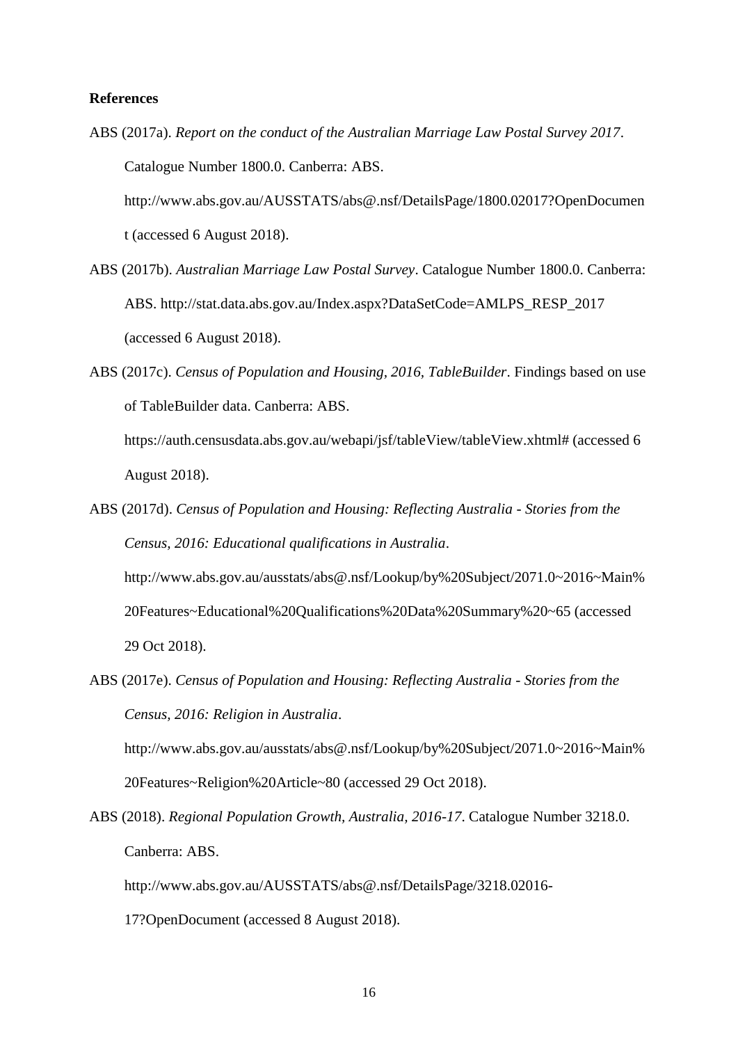**References**

ABS (2017a). *Report on the conduct of the Australian Marriage Law Postal Survey 2017*. Catalogue Number 1800.0. Canberra: ABS. http://www.abs.gov.au/AUSSTATS/abs@.nsf/DetailsPage/1800.02017?OpenDocument (accessed 6 August 2018).

ABS (2017b). *Australian Marriage Law Postal Survey*. Catalogue Number 1800.0. Canberra: ABS. http://stat.data.abs.gov.au/Index.aspx?DataSetCode=AMLPS_RESP_2017 (accessed 6 August 2018).

ABS (2017c). *Census of Population and Housing, 2016, TableBuilder*. Findings based on use of TableBuilder data. Canberra: ABS. https://auth.censusdata.abs.gov.au/webapi/jsf/tableView/tableView.xhtml# (accessed 6 August 2018).

ABS (2017d). *Census of Population and Housing: Reflecting Australia - Stories from the Census, 2016: Educational qualifications in Australia*. http://www.abs.gov.au/ausstats/abs@.nsf/Lookup/by%20Subject/2071.0~2016~Main%20Features~Educational%20Qualifications%20Data%20Summary%20~65 (accessed 29 Oct 2018).

ABS (2017e). *Census of Population and Housing: Reflecting Australia - Stories from the Census, 2016: Religion in Australia*. http://www.abs.gov.au/ausstats/abs@.nsf/Lookup/by%20Subject/2071.0~2016~Main%20Features~Religion%20Article~80 (accessed 29 Oct 2018).

ABS (2018). *Regional Population Growth, Australia, 2016-17*. Catalogue Number 3218.0. Canberra: ABS. http://www.abs.gov.au/AUSSTATS/abs@.nsf/DetailsPage/3218.02016-17?OpenDocument (accessed 8 August 2018).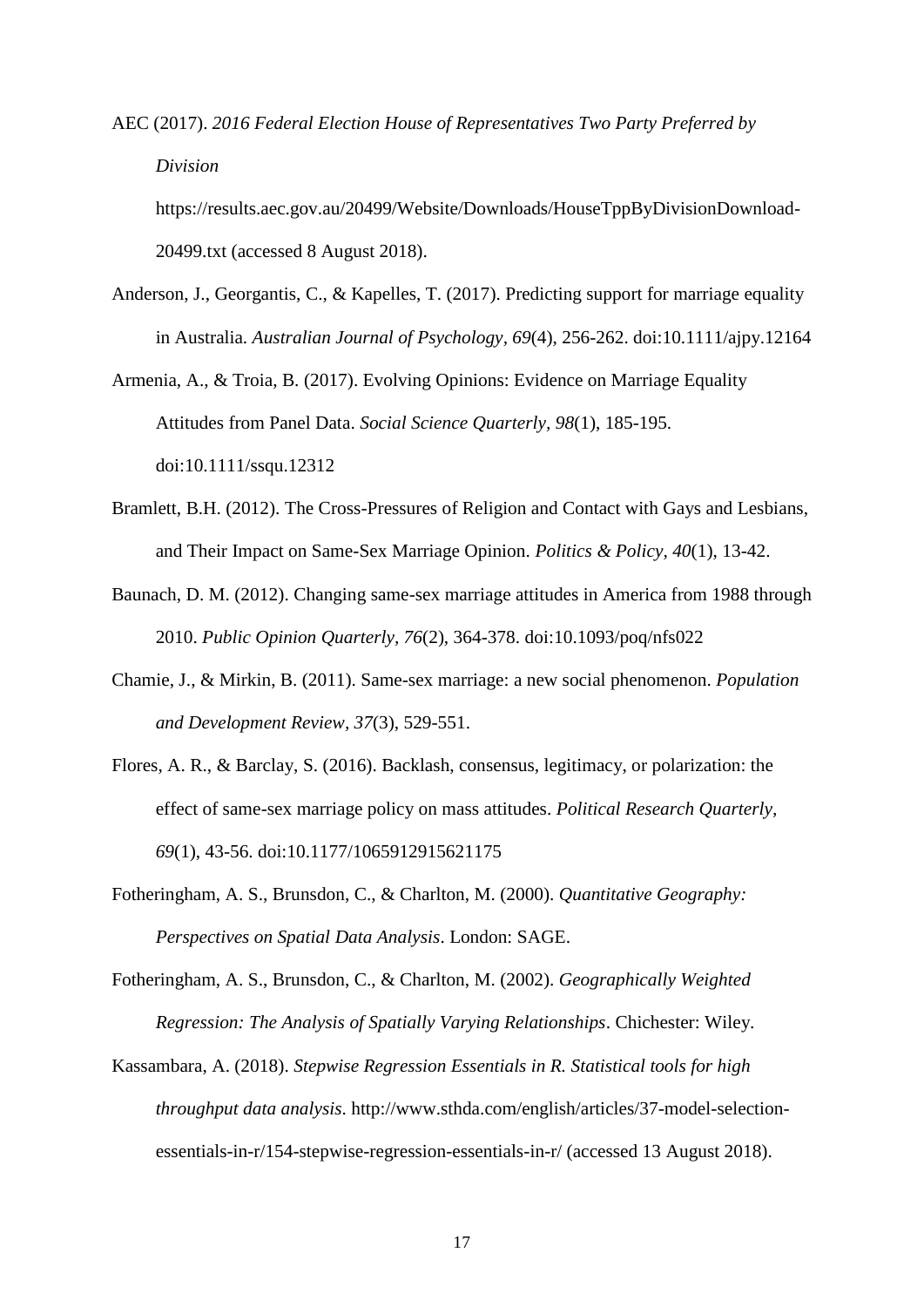AEC (2017). *2016 Federal Election House of Representatives Two Party Preferred by Division* https://results.aec.gov.au/20499/Website/Downloads/HouseTppByDivisionDownload-20499.txt (accessed 8 August 2018).

Anderson, J., Georgantis, C., & Kapelles, T. (2017). Predicting support for marriage equality in Australia. *Australian Journal of Psychology, 69*(4), 256-262. doi:10.1111/ajpy.12164

Armenia, A., & Troia, B. (2017). Evolving Opinions: Evidence on Marriage Equality Attitudes from Panel Data. *Social Science Quarterly, 98*(1), 185-195. doi:10.1111/ssqu.12312

Bramlett, B.H. (2012). The Cross-Pressures of Religion and Contact with Gays and Lesbians, and Their Impact on Same-Sex Marriage Opinion. *Politics & Policy, 40*(1), 13-42.

Baunach, D. M. (2012). Changing same-sex marriage attitudes in America from 1988 through 2010. *Public Opinion Quarterly, 76*(2), 364-378. doi:10.1093/poq/nfs022

Chamie, J., & Mirkin, B. (2011). Same-sex marriage: a new social phenomenon. *Population and Development Review, 37*(3), 529-551.

Flores, A. R., & Barclay, S. (2016). Backlash, consensus, legitimacy, or polarization: the effect of same-sex marriage policy on mass attitudes. *Political Research Quarterly, 69*(1), 43-56. doi:10.1177/1065912915621175

Fotheringham, A. S., Brunsdon, C., & Charlton, M. (2000). *Quantitative Geography: Perspectives on Spatial Data Analysis*. London: SAGE.

Fotheringham, A. S., Brunsdon, C., & Charlton, M. (2002). *Geographically Weighted Regression: The Analysis of Spatially Varying Relationships*. Chichester: Wiley.

Kassambara, A. (2018). *Stepwise Regression Essentials in R. Statistical tools for high throughput data analysis*. http://www.sthda.com/english/articles/37-model-selection-essentials-in-r/154-stepwise-regression-essentials-in-r/ (accessed 13 August 2018).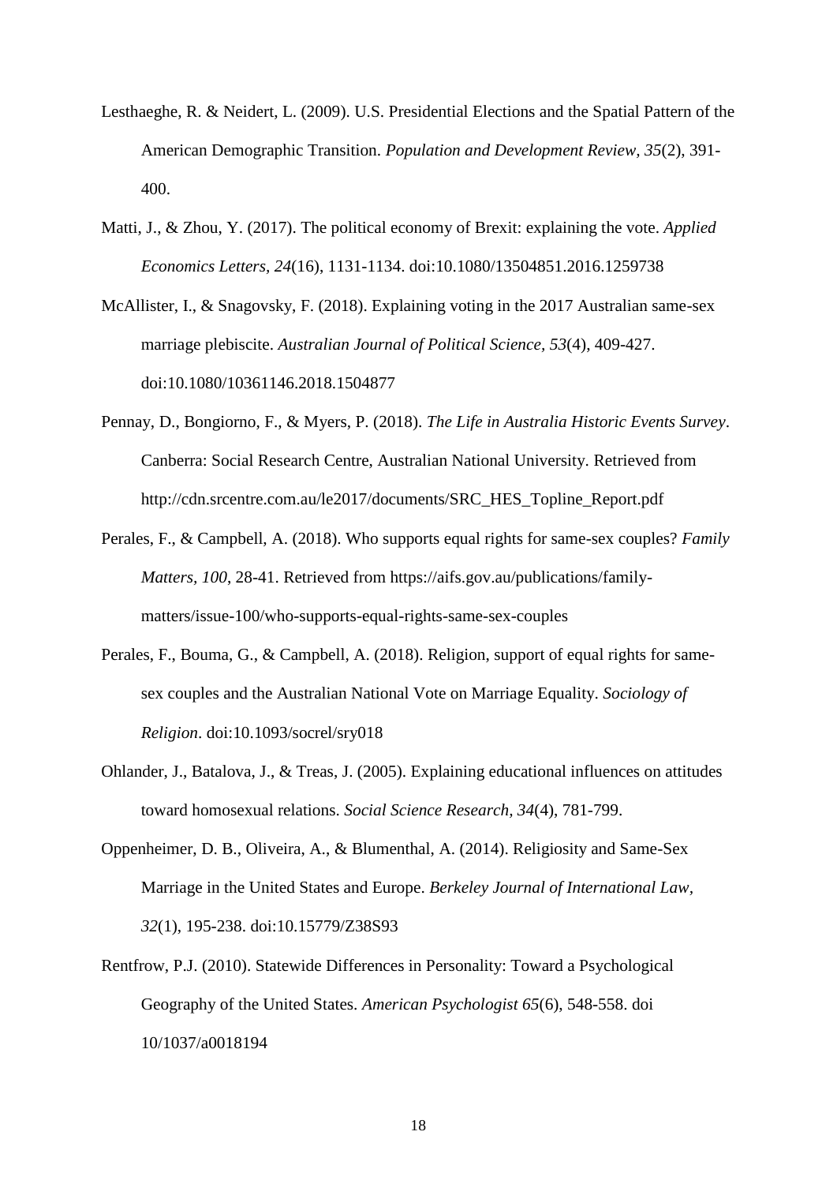Lesthaeghe, R. & Neidert, L. (2009). U.S. Presidential Elections and the Spatial Pattern of the American Demographic Transition. *Population and Development Review, 35*(2), 391-400.

Matti, J., & Zhou, Y. (2017). The political economy of Brexit: explaining the vote. *Applied Economics Letters*, *24*(16), 1131-1134. doi:10.1080/13504851.2016.1259738

McAllister, I., & Snagovsky, F. (2018). Explaining voting in the 2017 Australian same-sex marriage plebiscite. *Australian Journal of Political Science*, *53*(4), 409-427. doi:10.1080/10361146.2018.1504877

Pennay, D., Bongiorno, F., & Myers, P. (2018). *The Life in Australia Historic Events Survey*. Canberra: Social Research Centre, Australian National University. Retrieved from http://cdn.srcentre.com.au/le2017/documents/SRC_HES_Topline_Report.pdf

Perales, F., & Campbell, A. (2018). Who supports equal rights for same-sex couples? *Family Matters, 100*, 28-41. Retrieved from https://aifs.gov.au/publications/family-matters/issue-100/who-supports-equal-rights-same-sex-couples

Perales, F., Bouma, G., & Campbell, A. (2018). Religion, support of equal rights for same-sex couples and the Australian National Vote on Marriage Equality. *Sociology of Religion*. doi:10.1093/socrel/sry018

Ohlander, J., Batalova, J., & Treas, J. (2005). Explaining educational influences on attitudes toward homosexual relations. *Social Science Research, 34*(4), 781-799.

Oppenheimer, D. B., Oliveira, A., & Blumenthal, A. (2014). Religiosity and Same-Sex Marriage in the United States and Europe. *Berkeley Journal of International Law*, *32*(1), 195-238. doi:10.15779/Z38S93

Rentfrow, P.J. (2010). Statewide Differences in Personality: Toward a Psychological Geography of the United States. *American Psychologist 65*(6), 548-558. doi 10/1037/a0018194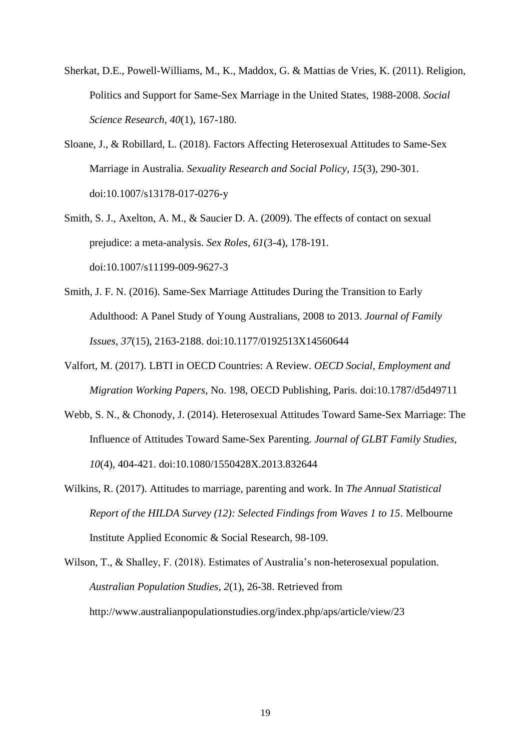Sherkat, D.E., Powell-Williams, M., K., Maddox, G. & Mattias de Vries, K. (2011). Religion, Politics and Support for Same-Sex Marriage in the United States, 1988-2008. *Social Science Research*, *40*(1), 167-180.

Sloane, J., & Robillard, L. (2018). Factors Affecting Heterosexual Attitudes to Same-Sex Marriage in Australia. *Sexuality Research and Social Policy, 15*(3), 290-301. doi:10.1007/s13178-017-0276-y

Smith, S. J., Axelton, A. M., & Saucier D. A. (2009). The effects of contact on sexual prejudice: a meta-analysis. *Sex Roles, 61*(3-4), 178-191. doi:10.1007/s11199-009-9627-3

Smith, J. F. N. (2016). Same-Sex Marriage Attitudes During the Transition to Early Adulthood: A Panel Study of Young Australians, 2008 to 2013. *Journal of Family Issues, 37*(15), 2163-2188. doi:10.1177/0192513X14560644

Valfort, M. (2017). LBTI in OECD Countries: A Review. *OECD Social, Employment and Migration Working Papers*, No. 198, OECD Publishing, Paris. doi:10.1787/d5d49711

Webb, S. N., & Chonody, J. (2014). Heterosexual Attitudes Toward Same-Sex Marriage: The Influence of Attitudes Toward Same-Sex Parenting. *Journal of GLBT Family Studies, 10*(4), 404-421. doi:10.1080/1550428X.2013.832644

Wilkins, R. (2017). Attitudes to marriage, parenting and work. In *The Annual Statistical Report of the HILDA Survey (12): Selected Findings from Waves 1 to 15*. Melbourne Institute Applied Economic & Social Research, 98-109.

Wilson, T., & Shalley, F. (2018). Estimates of Australia's non-heterosexual population. *Australian Population Studies, 2*(1), 26-38. Retrieved from http://www.australianpopulationstudies.org/index.php/aps/article/view/23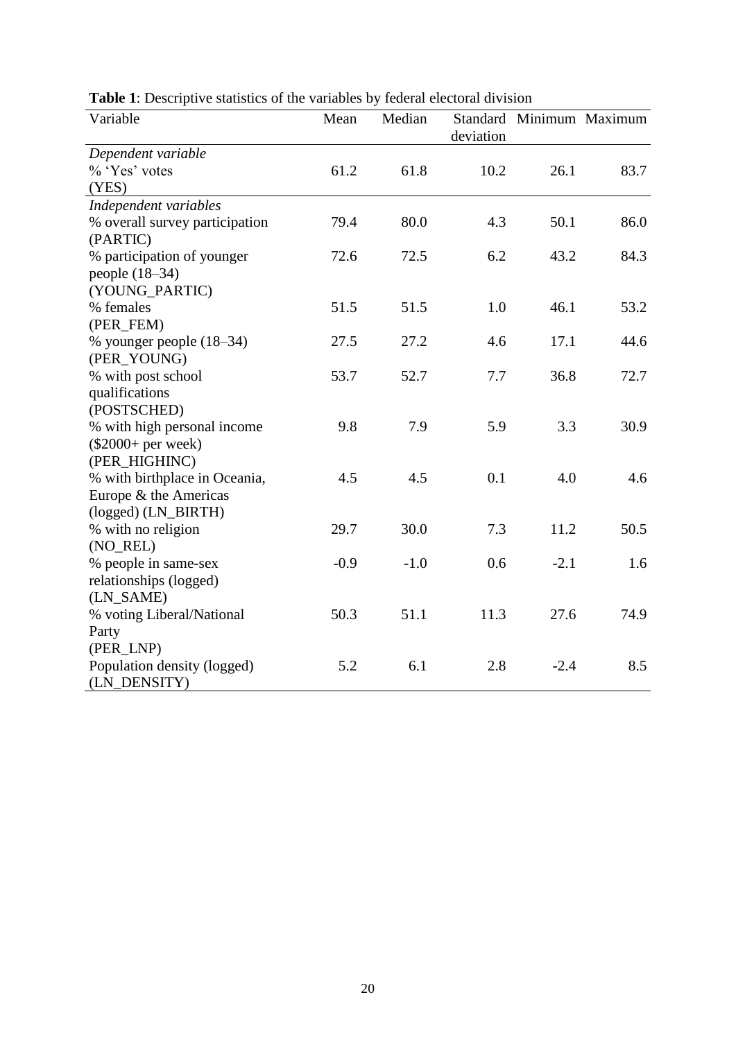**Table 1**: Descriptive statistics of the variables by federal electoral division

| Variable | Mean | Median | Standard deviation | Minimum | Maximum |
|---|---|---|---|---|---|
| *Dependent variable* | | | | | |
| % 'Yes' votes (YES) | 61.2 | 61.8 | 10.2 | 26.1 | 83.7 |
| *Independent variables* | | | | | |
| % overall survey participation (PARTIC) | 79.4 | 80.0 | 4.3 | 50.1 | 86.0 |
| % participation of younger people (18–34) (YOUNG_PARTIC) | 72.6 | 72.5 | 6.2 | 43.2 | 84.3 |
| % females (PER_FEM) | 51.5 | 51.5 | 1.0 | 46.1 | 53.2 |
| % younger people (18–34) (PER_YOUNG) | 27.5 | 27.2 | 4.6 | 17.1 | 44.6 |
| % with post school qualifications (POSTSCHED) | 53.7 | 52.7 | 7.7 | 36.8 | 72.7 |
| % with high personal income ($2000+ per week) (PER_HIGHINC) | 9.8 | 7.9 | 5.9 | 3.3 | 30.9 |
| % with birthplace in Oceania, Europe & the Americas (logged) (LN_BIRTH) | 4.5 | 4.5 | 0.1 | 4.0 | 4.6 |
| % with no religion (NO_REL) | 29.7 | 30.0 | 7.3 | 11.2 | 50.5 |
| % people in same-sex relationships (logged) (LN_SAME) | -0.9 | -1.0 | 0.6 | -2.1 | 1.6 |
| % voting Liberal/National Party (PER_LNP) | 50.3 | 51.1 | 11.3 | 27.6 | 74.9 |
| Population density (logged) (LN_DENSITY) | 5.2 | 6.1 | 2.8 | -2.4 | 8.5 |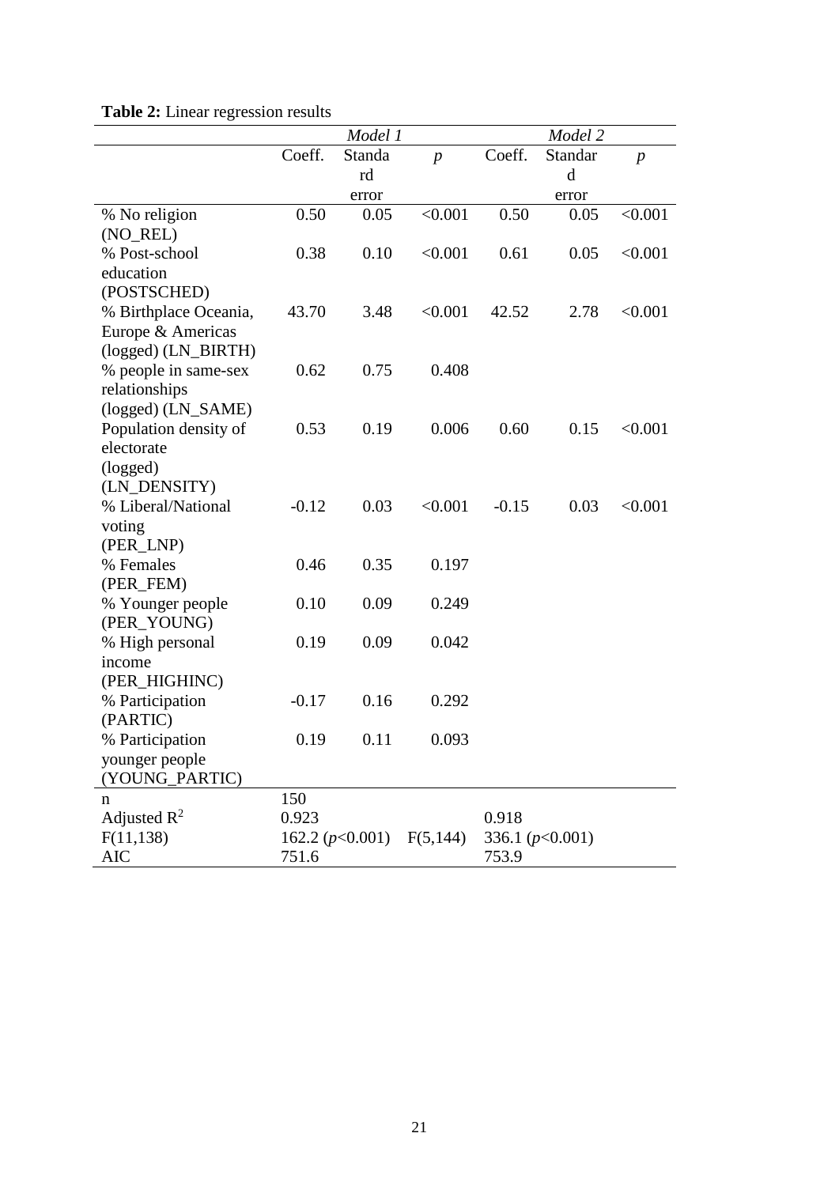**Table 2:** Linear regression results

| | *Model 1* | | | *Model 2* | | |
|---|---|---|---|---|---|---|
| | Coeff. | Standard error | *p* | Coeff. | Standard error | *p* |
| % No religion (NO_REL) | 0.50 | 0.05 | <0.001 | 0.50 | 0.05 | <0.001 |
| % Post-school education (POSTSCHED) | 0.38 | 0.10 | <0.001 | 0.61 | 0.05 | <0.001 |
| % Birthplace Oceania, Europe & Americas (logged) (LN_BIRTH) | 43.70 | 3.48 | <0.001 | 42.52 | 2.78 | <0.001 |
| % people in same-sex relationships (logged) (LN_SAME) | 0.62 | 0.75 | 0.408 | | | |
| Population density of electorate (logged) (LN_DENSITY) | 0.53 | 0.19 | 0.006 | 0.60 | 0.15 | <0.001 |
| % Liberal/National voting (PER_LNP) | -0.12 | 0.03 | <0.001 | -0.15 | 0.03 | <0.001 |
| % Females (PER_FEM) | 0.46 | 0.35 | 0.197 | | | |
| % Younger people (PER_YOUNG) | 0.10 | 0.09 | 0.249 | | | |
| % High personal income (PER_HIGHINC) | 0.19 | 0.09 | 0.042 | | | |
| % Participation (PARTIC) | -0.17 | 0.16 | 0.292 | | | |
| % Participation younger people (YOUNG_PARTIC) | 0.19 | 0.11 | 0.093 | | | |
| n | 150 | | | | | |
| Adjusted $R^2$ | 0.923 | | | 0.918 | | |
| F(11,138) | 162.2 (*p*<0.001) | | F(5,144) | 336.1 (*p*<0.001) | | |
| AIC | 751.6 | | | 753.9 | | |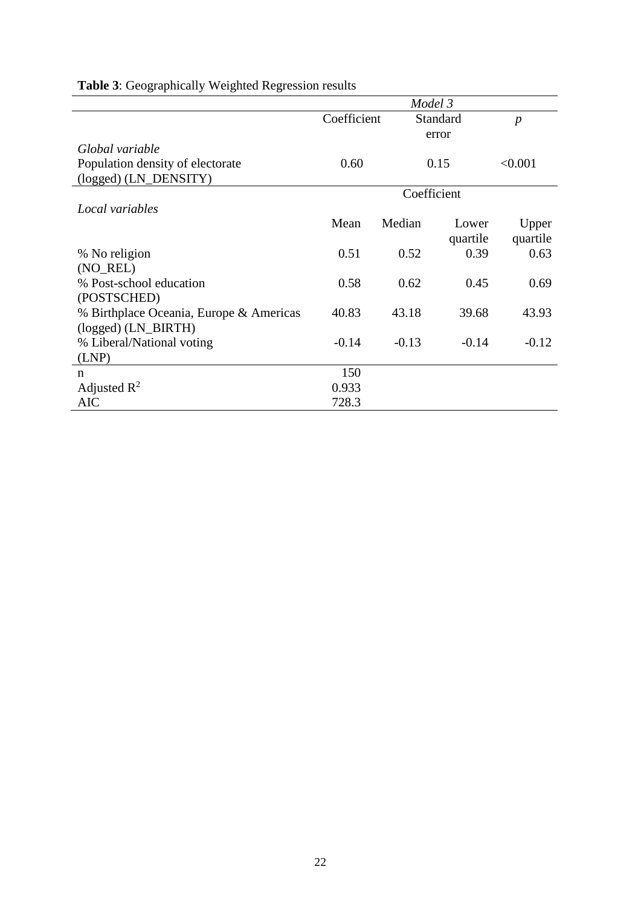**Table 3**: Geographically Weighted Regression results

| | *Model 3* | | | |
|---|---|---|---|---|
| | Coefficient | Standard error | | *p* |
| *Global variable* | | | | |
| Population density of electorate (logged) (LN_DENSITY) | 0.60 | 0.15 | | <0.001 |
| | Coefficient | | | |
| *Local variables* | | | | |
| | Mean | Median | Lower quartile | Upper quartile |
| % No religion (NO_REL) | 0.51 | 0.52 | 0.39 | 0.63 |
| % Post-school education (POSTSCHED) | 0.58 | 0.62 | 0.45 | 0.69 |
| % Birthplace Oceania, Europe & Americas (logged) (LN_BIRTH) | 40.83 | 43.18 | 39.68 | 43.93 |
| % Liberal/National voting (LNP) | -0.14 | -0.13 | -0.14 | -0.12 |
| n | 150 | | | |
| Adjusted $R^2$ | 0.933 | | | |
| AIC | 728.3 | | | |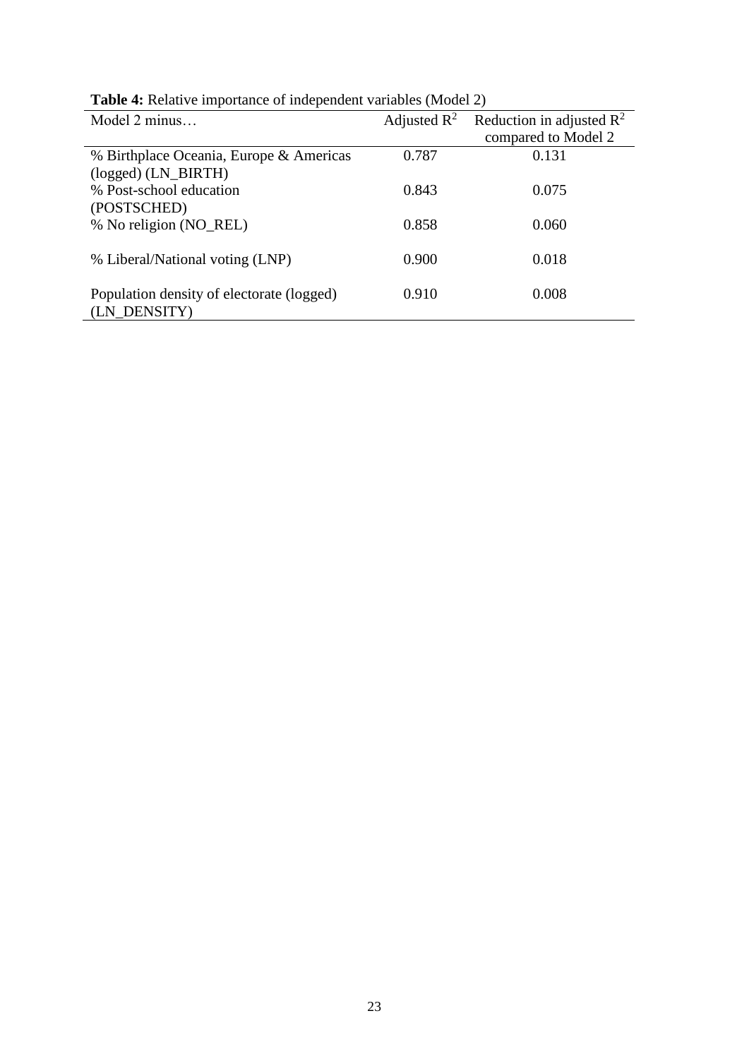**Table 4:** Relative importance of independent variables (Model 2)

| Model 2 minus… | Adjusted $R^2$ | Reduction in adjusted $R^2$ compared to Model 2 |
|---|---|---|
| % Birthplace Oceania, Europe & Americas (logged) (LN_BIRTH) | 0.787 | 0.131 |
| % Post-school education (POSTSCHED) | 0.843 | 0.075 |
| % No religion (NO_REL) | 0.858 | 0.060 |
| % Liberal/National voting (LNP) | 0.900 | 0.018 |
| Population density of electorate (logged) (LN_DENSITY) | 0.910 | 0.008 |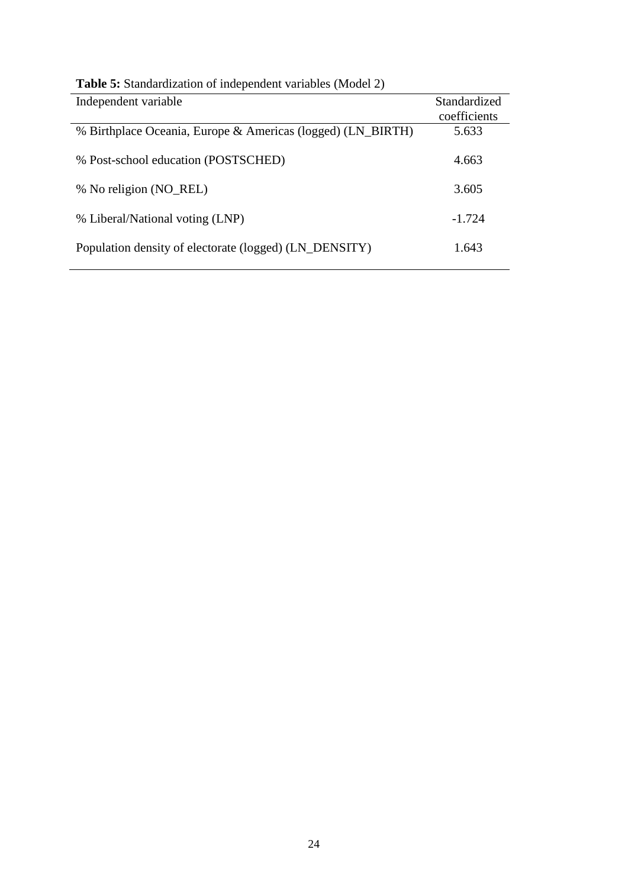**Table 5:** Standardization of independent variables (Model 2)

| Independent variable | Standardized coefficients |
|---|---|
| % Birthplace Oceania, Europe & Americas (logged) (LN_BIRTH) | 5.633 |
| % Post-school education (POSTSCHED) | 4.663 |
| % No religion (NO_REL) | 3.605 |
| % Liberal/National voting (LNP) | -1.724 |
| Population density of electorate (logged) (LN_DENSITY) | 1.643 |